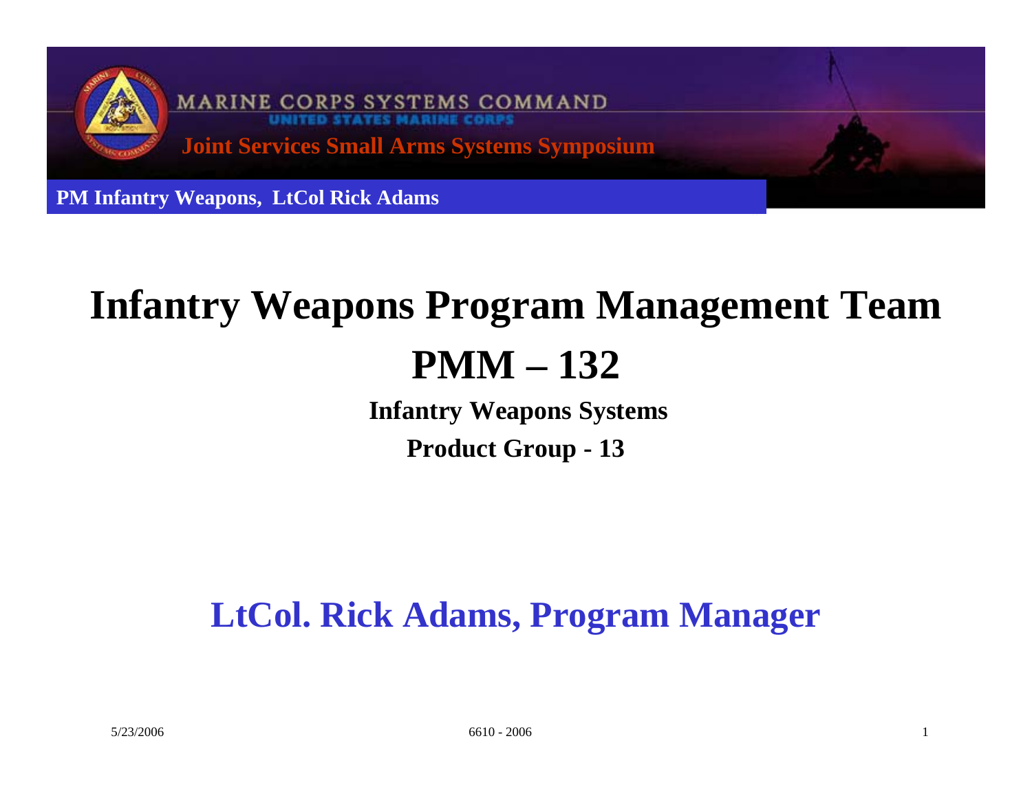MARINE CORPS SYSTEMS COMMAND

UNITED STATES MARINE CORPS

**Joint Services Small Arms Systems Symposium**

**PM Infantry Weapons, LtCol Rick Adams**

# Infantry Weapons Program Management Team

# PMM – 132

**Infantry Weapons Systems**

**Product Group - 13**

## LtCol. Rick Adams, Program Manager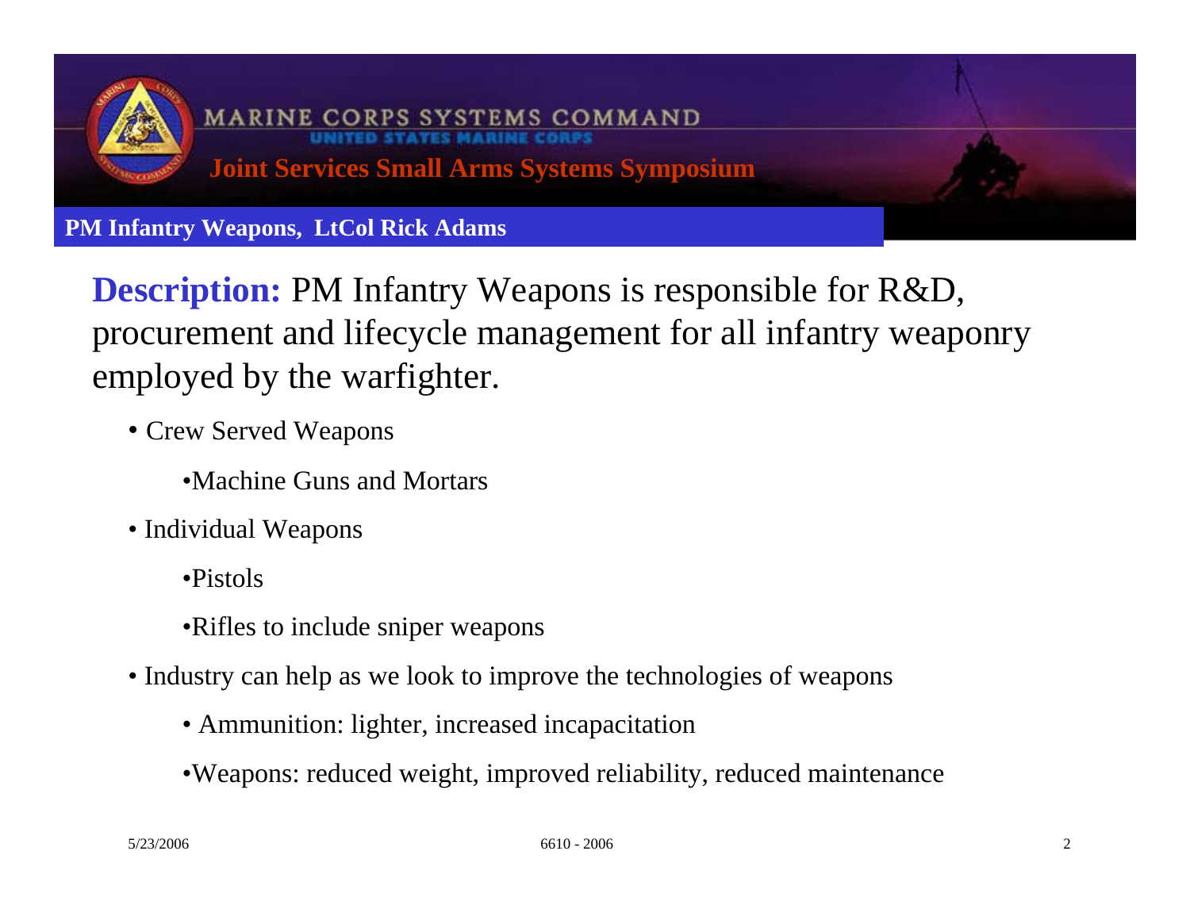MARINE CORPS SYSTEMS COMMAND

UNITED STATES MARINE CORPS

**Joint Services Small Arms Systems Symposium**

**PM Infantry Weapons, LtCol Rick Adams**

**Description:** PM Infantry Weapons is responsible for R&D, procurement and lifecycle management for all infantry weaponry employed by the warfighter.

- Crew Served Weapons
  - Machine Guns and Mortars
- Individual Weapons
  - Pistols
  - Rifles to include sniper weapons
- Industry can help as we look to improve the technologies of weapons
  - Ammunition: lighter, increased incapacitation
  - Weapons: reduced weight, improved reliability, reduced maintenance

5/23/2006 6610 - 2006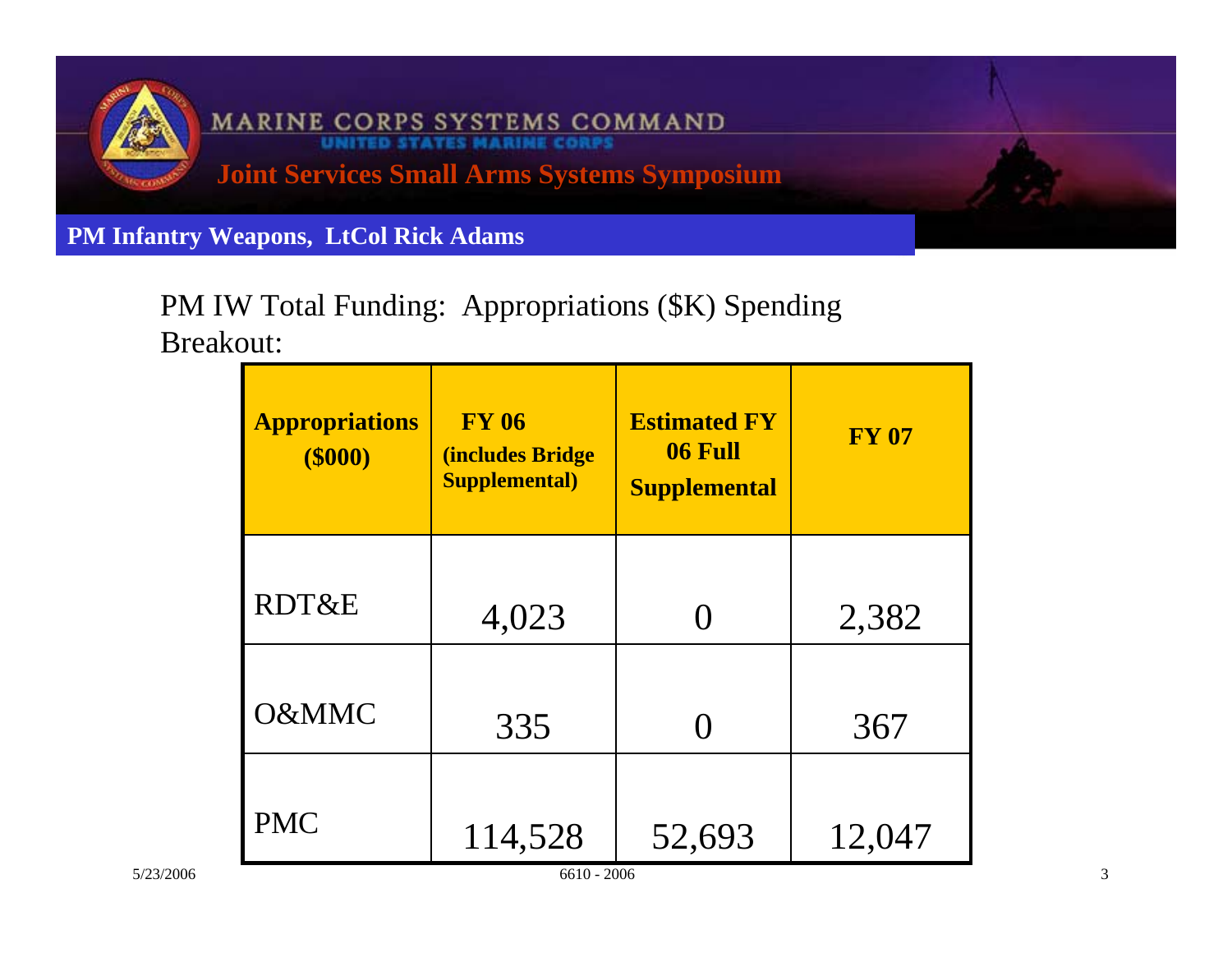MARINE CORPS SYSTEMS COMMAND

UNITED STATES MARINE CORPS

**Joint Services Small Arms Systems Symposium**

**PM Infantry Weapons, LtCol Rick Adams**

PM IW Total Funding: Appropriations ($K) Spending Breakout:

| Appropriations ($000) | FY 06 (includes Bridge Supplemental) | Estimated FY 06 Full Supplemental | FY 07 |
|---|---|---|---|
| RDT&E | 4,023 | 0 | 2,382 |
| O&MMC | 335 | 0 | 367 |
| PMC | 114,528 | 52,693 | 12,047 |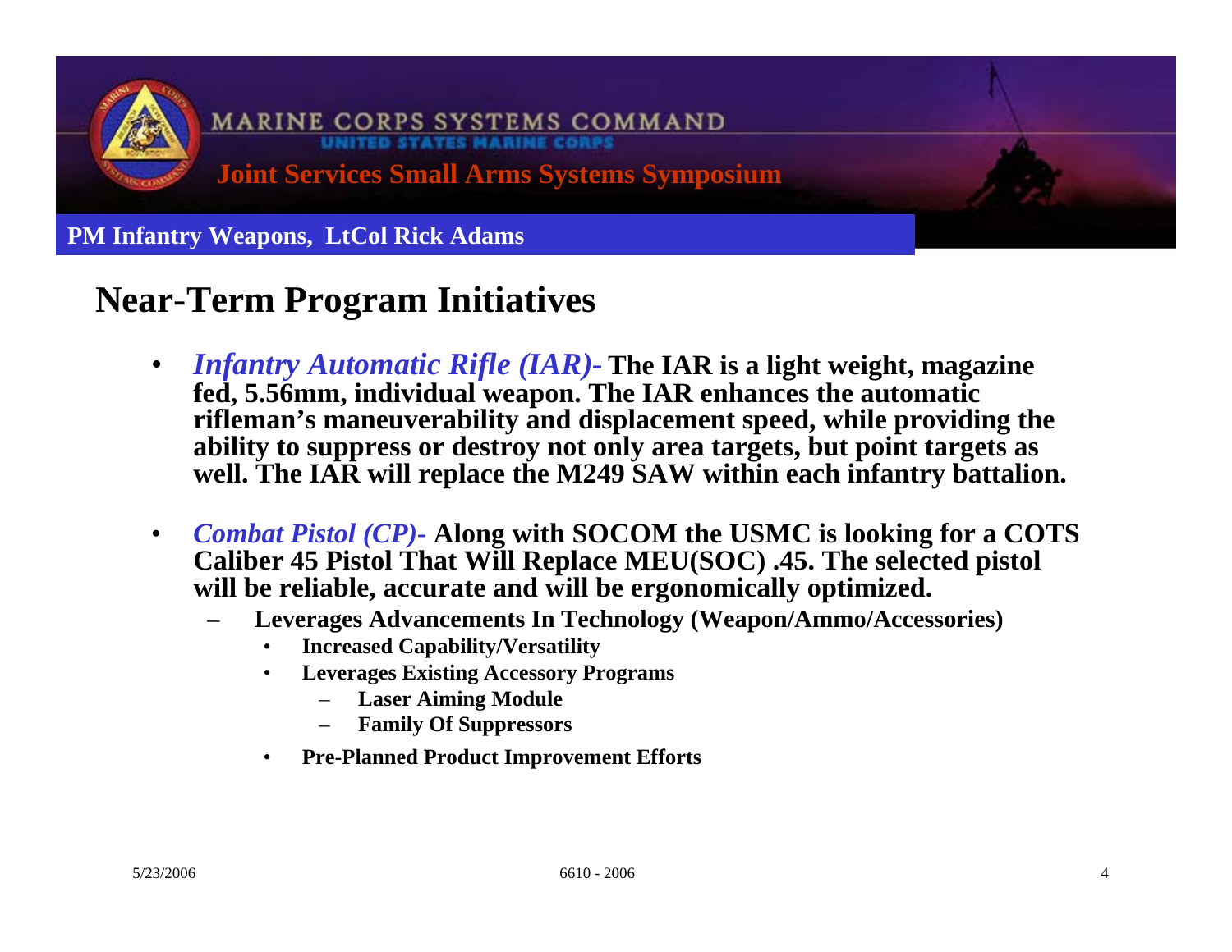# Near-Term Program Initiatives

- ***Infantry Automatic Rifle (IAR)-*** **The IAR is a light weight, magazine fed, 5.56mm, individual weapon. The IAR enhances the automatic rifleman's maneuverability and displacement speed, while providing the ability to suppress or destroy not only area targets, but point targets as well. The IAR will replace the M249 SAW within each infantry battalion.**

- ***Combat Pistol (CP)-*** **Along with SOCOM the USMC is looking for a COTS Caliber 45 Pistol That Will Replace MEU(SOC) .45. The selected pistol will be reliable, accurate and will be ergonomically optimized.**
  - **Leverages Advancements In Technology (Weapon/Ammo/Accessories)**
    - **Increased Capability/Versatility**
    - **Leverages Existing Accessory Programs**
      - **Laser Aiming Module**
      - **Family Of Suppressors**
    - **Pre-Planned Product Improvement Efforts**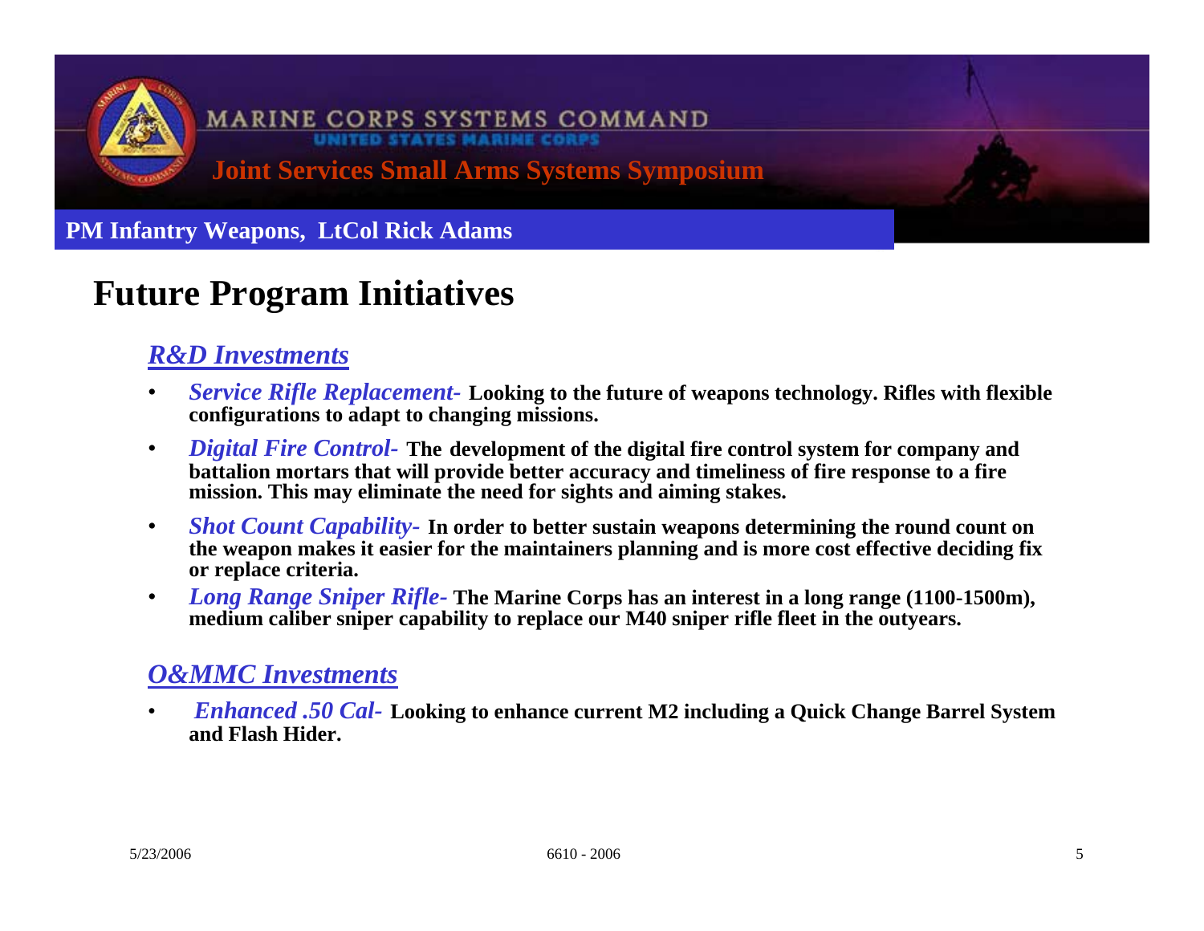**MARINE CORPS SYSTEMS COMMAND**
UNITED STATES MARINE CORPS

**Joint Services Small Arms Systems Symposium**

**PM Infantry Weapons, LtCol Rick Adams**

# Future Program Initiatives

## *R&D Investments*

- ***Service Rifle Replacement-*** **Looking to the future of weapons technology. Rifles with flexible configurations to adapt to changing missions.**
- ***Digital Fire Control-*** **The development of the digital fire control system for company and battalion mortars that will provide better accuracy and timeliness of fire response to a fire mission. This may eliminate the need for sights and aiming stakes.**
- ***Shot Count Capability-*** **In order to better sustain weapons determining the round count on the weapon makes it easier for the maintainers planning and is more cost effective deciding fix or replace criteria.**
- ***Long Range Sniper Rifle-*** **The Marine Corps has an interest in a long range (1100-1500m), medium caliber sniper capability to replace our M40 sniper rifle fleet in the outyears.**

## *O&MMC Investments*

- ***Enhanced .50 Cal-*** **Looking to enhance current M2 including a Quick Change Barrel System and Flash Hider.**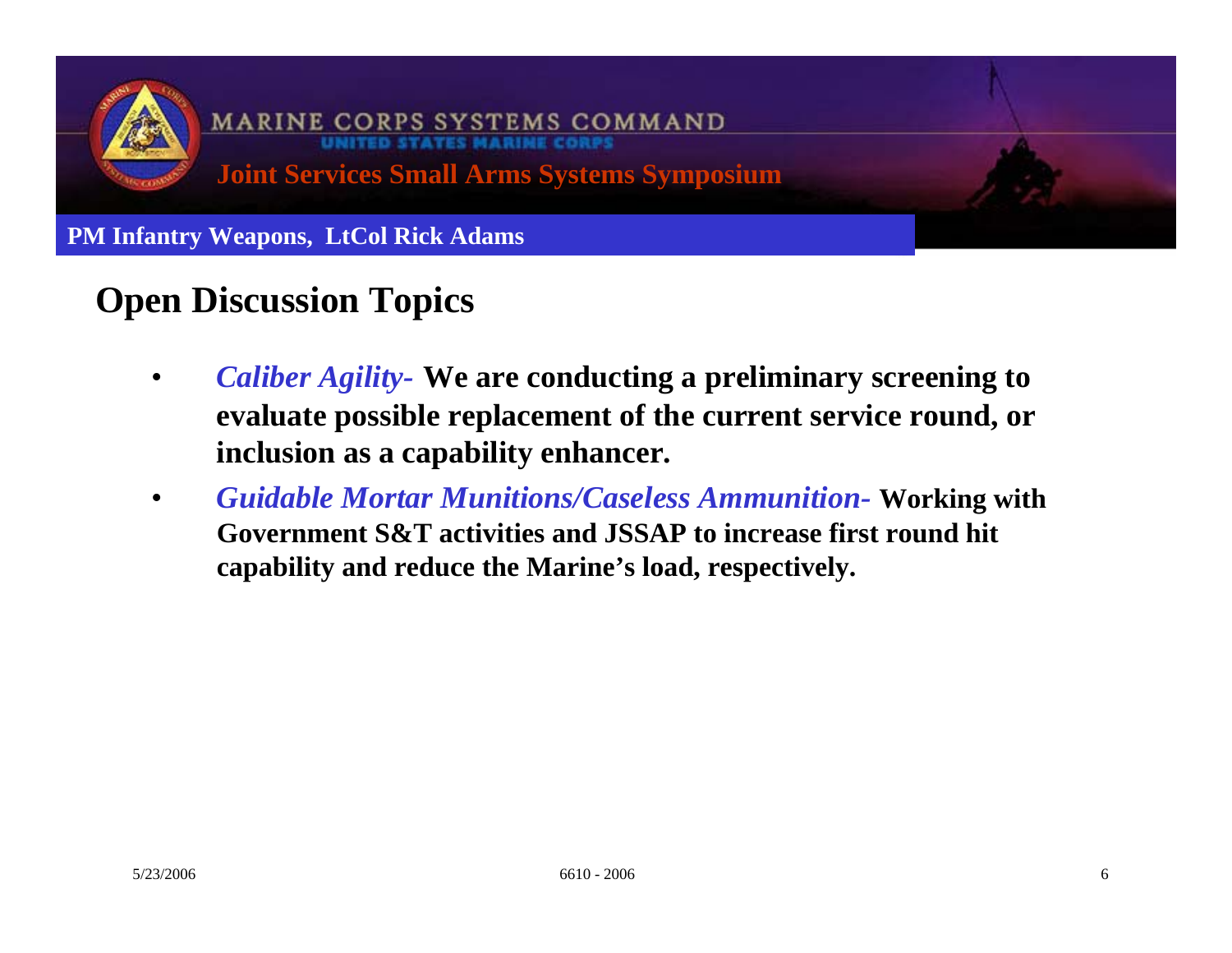# Open Discussion Topics

- ***Caliber Agility-*** **We are conducting a preliminary screening to evaluate possible replacement of the current service round, or inclusion as a capability enhancer.**
- ***Guidable Mortar Munitions/Caseless Ammunition-*** **Working with Government S&T activities and JSSAP to increase first round hit capability and reduce the Marine's load, respectively.**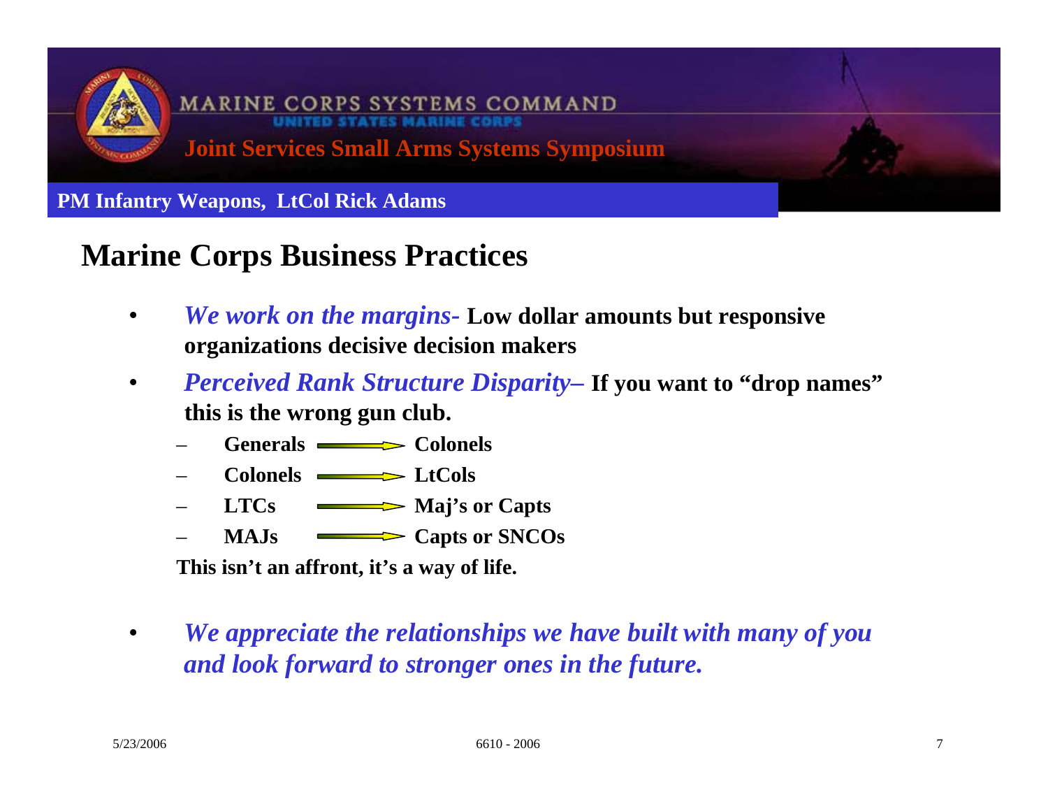MARINE CORPS SYSTEMS COMMAND

UNITED STATES MARINE CORPS

Joint Services Small Arms Systems Symposium

**PM Infantry Weapons, LtCol Rick Adams**

# Marine Corps Business Practices

- *We work on the margins-* **Low dollar amounts but responsive organizations decisive decision makers**
- *Perceived Rank Structure Disparity–* **If you want to "drop names" this is the wrong gun club.**
  - **Generals → Colonels**
  - **Colonels → LtCols**
  - **LTCs → Maj's or Capts**
  - **MAJs → Capts or SNCOs**

  **This isn't an affront, it's a way of life.**
- ***We appreciate the relationships we have built with many of you and look forward to stronger ones in the future.***

5/23/2006 6610 - 2006